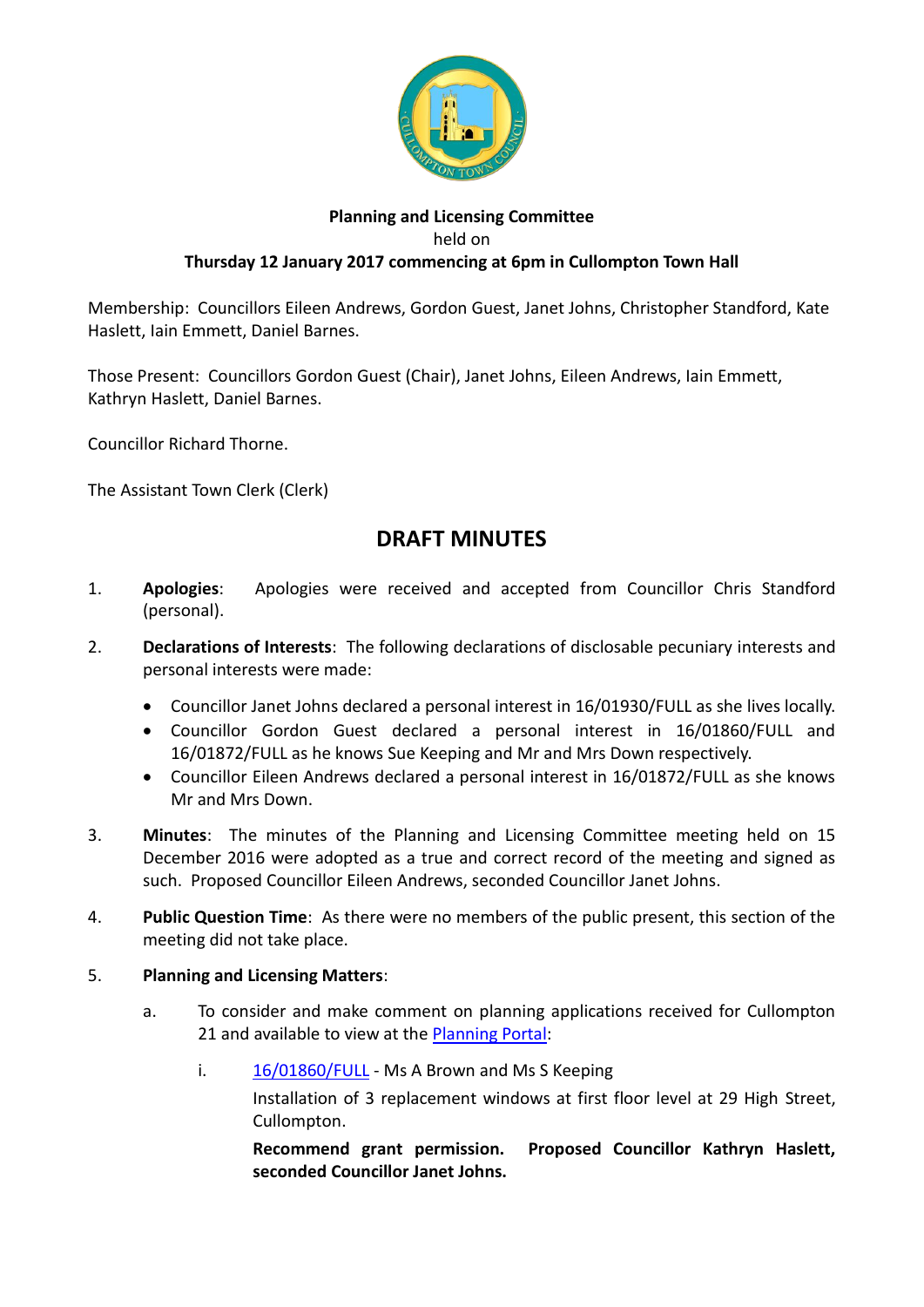**Planning and Licensing Committee**
held on
**Thursday 12 January 2017 commencing at 6pm in Cullompton Town Hall**

Membership: Councillors Eileen Andrews, Gordon Guest, Janet Johns, Christopher Standford, Kate Haslett, Iain Emmett, Daniel Barnes.

Those Present: Councillors Gordon Guest (Chair), Janet Johns, Eileen Andrews, Iain Emmett, Kathryn Haslett, Daniel Barnes.

Councillor Richard Thorne.

The Assistant Town Clerk (Clerk)

# DRAFT MINUTES

1. **Apologies**: Apologies were received and accepted from Councillor Chris Standford (personal).

2. **Declarations of Interests**: The following declarations of disclosable pecuniary interests and personal interests were made:

   - Councillor Janet Johns declared a personal interest in 16/01930/FULL as she lives locally.
   - Councillor Gordon Guest declared a personal interest in 16/01860/FULL and 16/01872/FULL as he knows Sue Keeping and Mr and Mrs Down respectively.
   - Councillor Eileen Andrews declared a personal interest in 16/01872/FULL as she knows Mr and Mrs Down.

3. **Minutes**: The minutes of the Planning and Licensing Committee meeting held on 15 December 2016 were adopted as a true and correct record of the meeting and signed as such. Proposed Councillor Eileen Andrews, seconded Councillor Janet Johns.

4. **Public Question Time**: As there were no members of the public present, this section of the meeting did not take place.

5. **Planning and Licensing Matters**:

   a. To consider and make comment on planning applications received for Cullompton 21 and available to view at the Planning Portal:

      i. 16/01860/FULL - Ms A Brown and Ms S Keeping

         Installation of 3 replacement windows at first floor level at 29 High Street, Cullompton.

         **Recommend grant permission. Proposed Councillor Kathryn Haslett, seconded Councillor Janet Johns.**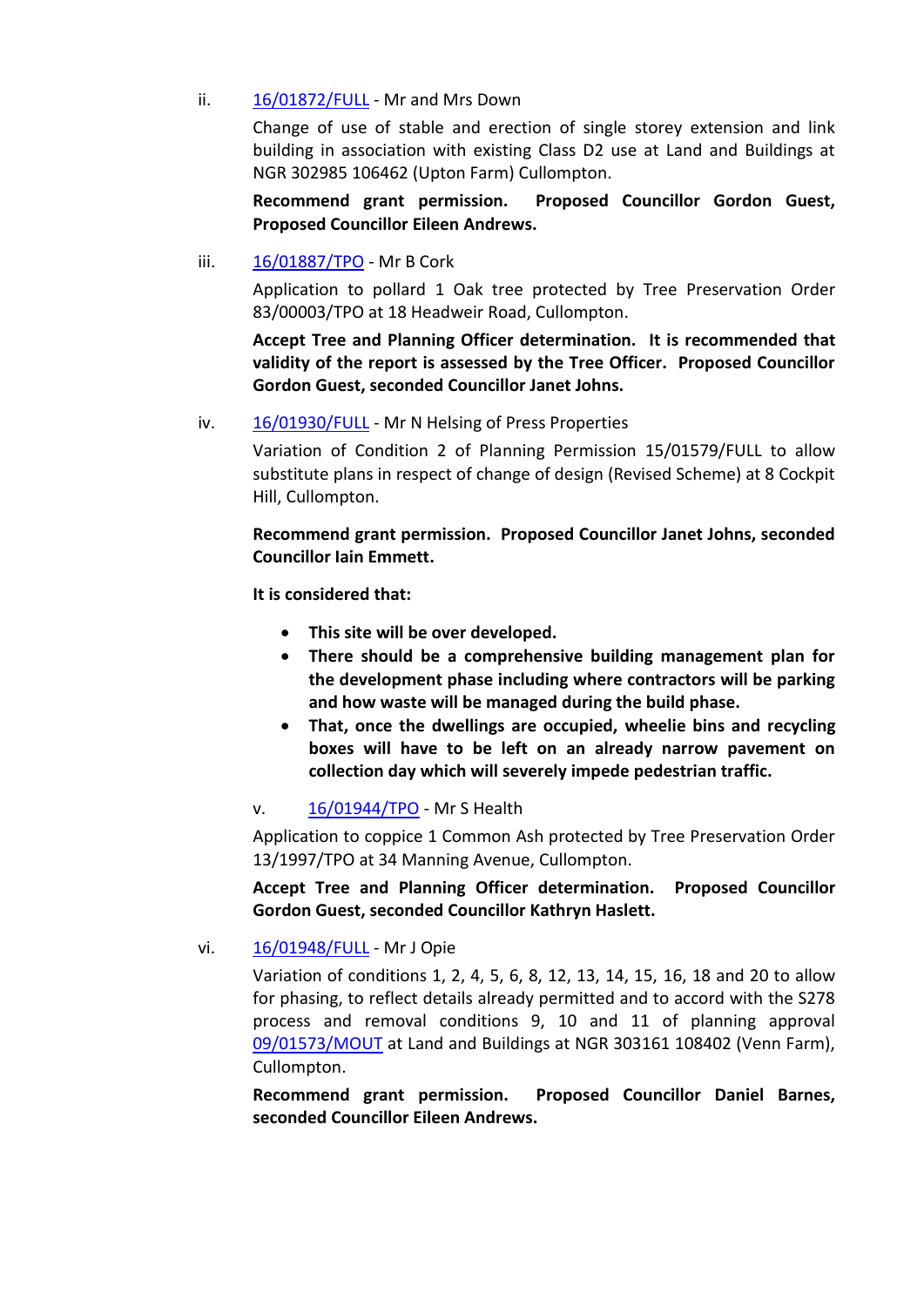ii. 16/01872/FULL - Mr and Mrs Down

Change of use of stable and erection of single storey extension and link building in association with existing Class D2 use at Land and Buildings at NGR 302985 106462 (Upton Farm) Cullompton.

**Recommend grant permission. Proposed Councillor Gordon Guest, Proposed Councillor Eileen Andrews.**

iii. 16/01887/TPO - Mr B Cork

Application to pollard 1 Oak tree protected by Tree Preservation Order 83/00003/TPO at 18 Headweir Road, Cullompton.

**Accept Tree and Planning Officer determination. It is recommended that validity of the report is assessed by the Tree Officer. Proposed Councillor Gordon Guest, seconded Councillor Janet Johns.**

iv. 16/01930/FULL - Mr N Helsing of Press Properties

Variation of Condition 2 of Planning Permission 15/01579/FULL to allow substitute plans in respect of change of design (Revised Scheme) at 8 Cockpit Hill, Cullompton.

**Recommend grant permission. Proposed Councillor Janet Johns, seconded Councillor Iain Emmett.**

**It is considered that:**

- **This site will be over developed.**
- **There should be a comprehensive building management plan for the development phase including where contractors will be parking and how waste will be managed during the build phase.**
- **That, once the dwellings are occupied, wheelie bins and recycling boxes will have to be left on an already narrow pavement on collection day which will severely impede pedestrian traffic.**

v. 16/01944/TPO - Mr S Health

Application to coppice 1 Common Ash protected by Tree Preservation Order 13/1997/TPO at 34 Manning Avenue, Cullompton.

**Accept Tree and Planning Officer determination. Proposed Councillor Gordon Guest, seconded Councillor Kathryn Haslett.**

vi. 16/01948/FULL - Mr J Opie

Variation of conditions 1, 2, 4, 5, 6, 8, 12, 13, 14, 15, 16, 18 and 20 to allow for phasing, to reflect details already permitted and to accord with the S278 process and removal conditions 9, 10 and 11 of planning approval 09/01573/MOUT at Land and Buildings at NGR 303161 108402 (Venn Farm), Cullompton.

**Recommend grant permission. Proposed Councillor Daniel Barnes, seconded Councillor Eileen Andrews.**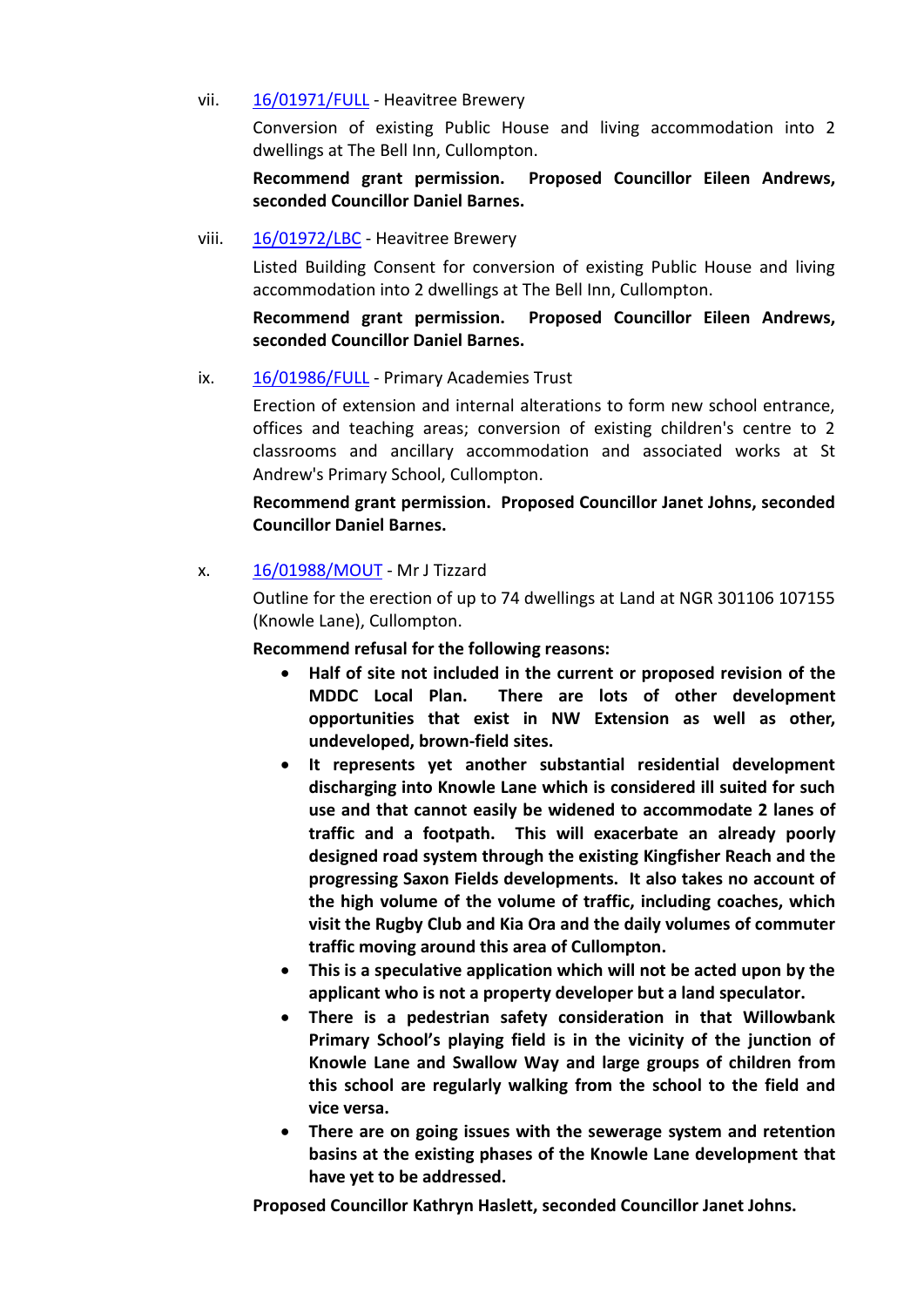vii. [16/01971/FULL]() - Heavitree Brewery

Conversion of existing Public House and living accommodation into 2 dwellings at The Bell Inn, Cullompton.

**Recommend grant permission. Proposed Councillor Eileen Andrews, seconded Councillor Daniel Barnes.**

viii. [16/01972/LBC]() - Heavitree Brewery

Listed Building Consent for conversion of existing Public House and living accommodation into 2 dwellings at The Bell Inn, Cullompton.

**Recommend grant permission. Proposed Councillor Eileen Andrews, seconded Councillor Daniel Barnes.**

ix. [16/01986/FULL]() - Primary Academies Trust

Erection of extension and internal alterations to form new school entrance, offices and teaching areas; conversion of existing children's centre to 2 classrooms and ancillary accommodation and associated works at St Andrew's Primary School, Cullompton.

**Recommend grant permission. Proposed Councillor Janet Johns, seconded Councillor Daniel Barnes.**

x. [16/01988/MOUT]() - Mr J Tizzard

Outline for the erection of up to 74 dwellings at Land at NGR 301106 107155 (Knowle Lane), Cullompton.

**Recommend refusal for the following reasons:**

- **Half of site not included in the current or proposed revision of the MDDC Local Plan. There are lots of other development opportunities that exist in NW Extension as well as other, undeveloped, brown-field sites.**
- **It represents yet another substantial residential development discharging into Knowle Lane which is considered ill suited for such use and that cannot easily be widened to accommodate 2 lanes of traffic and a footpath. This will exacerbate an already poorly designed road system through the existing Kingfisher Reach and the progressing Saxon Fields developments. It also takes no account of the high volume of the volume of traffic, including coaches, which visit the Rugby Club and Kia Ora and the daily volumes of commuter traffic moving around this area of Cullompton.**
- **This is a speculative application which will not be acted upon by the applicant who is not a property developer but a land speculator.**
- **There is a pedestrian safety consideration in that Willowbank Primary School's playing field is in the vicinity of the junction of Knowle Lane and Swallow Way and large groups of children from this school are regularly walking from the school to the field and vice versa.**
- **There are on going issues with the sewerage system and retention basins at the existing phases of the Knowle Lane development that have yet to be addressed.**

**Proposed Councillor Kathryn Haslett, seconded Councillor Janet Johns.**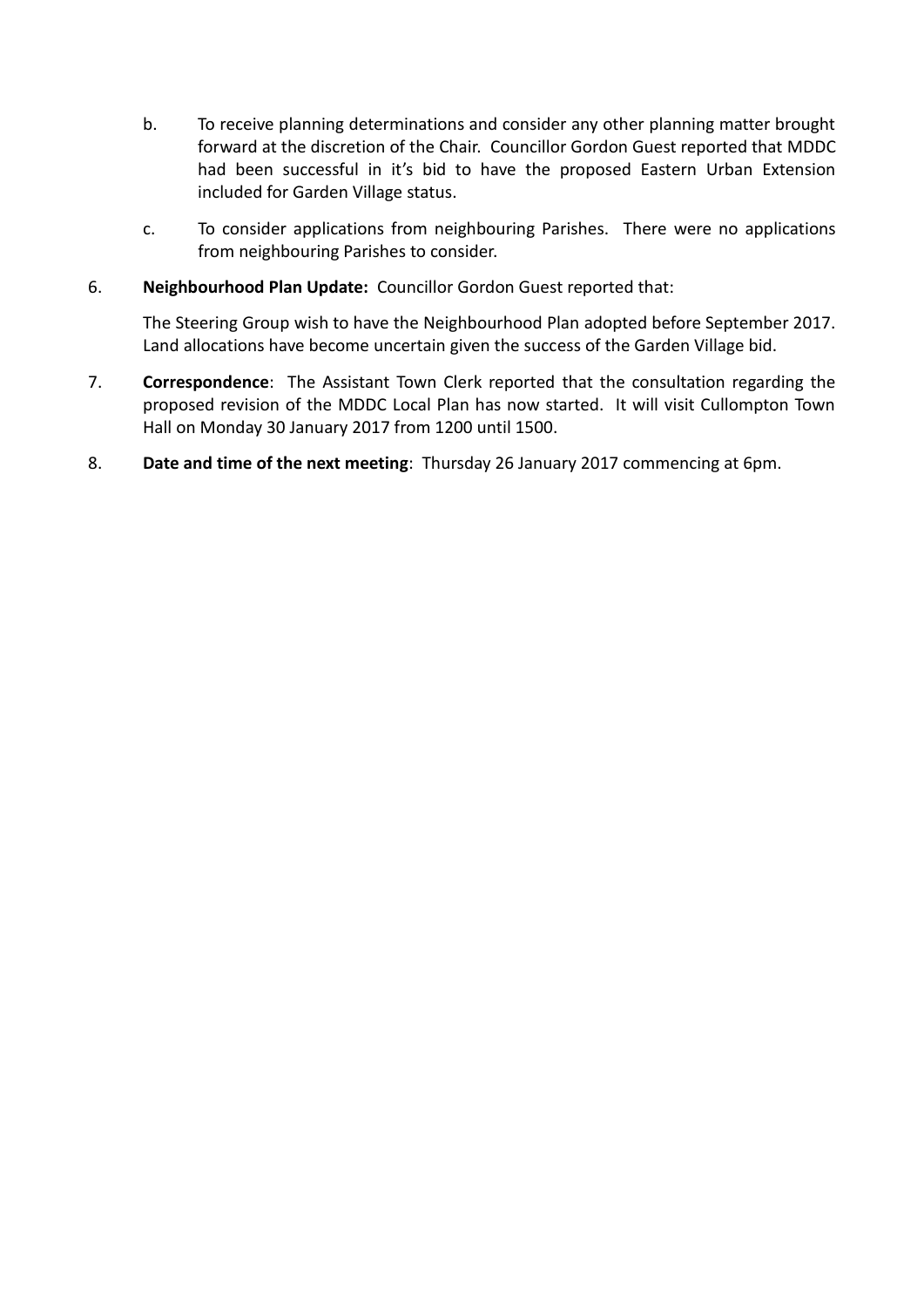b. To receive planning determinations and consider any other planning matter brought forward at the discretion of the Chair. Councillor Gordon Guest reported that MDDC had been successful in it's bid to have the proposed Eastern Urban Extension included for Garden Village status.

c. To consider applications from neighbouring Parishes. There were no applications from neighbouring Parishes to consider.

6. **Neighbourhood Plan Update:** Councillor Gordon Guest reported that:

   The Steering Group wish to have the Neighbourhood Plan adopted before September 2017. Land allocations have become uncertain given the success of the Garden Village bid.

7. **Correspondence**: The Assistant Town Clerk reported that the consultation regarding the proposed revision of the MDDC Local Plan has now started. It will visit Cullompton Town Hall on Monday 30 January 2017 from 1200 until 1500.

8. **Date and time of the next meeting**: Thursday 26 January 2017 commencing at 6pm.